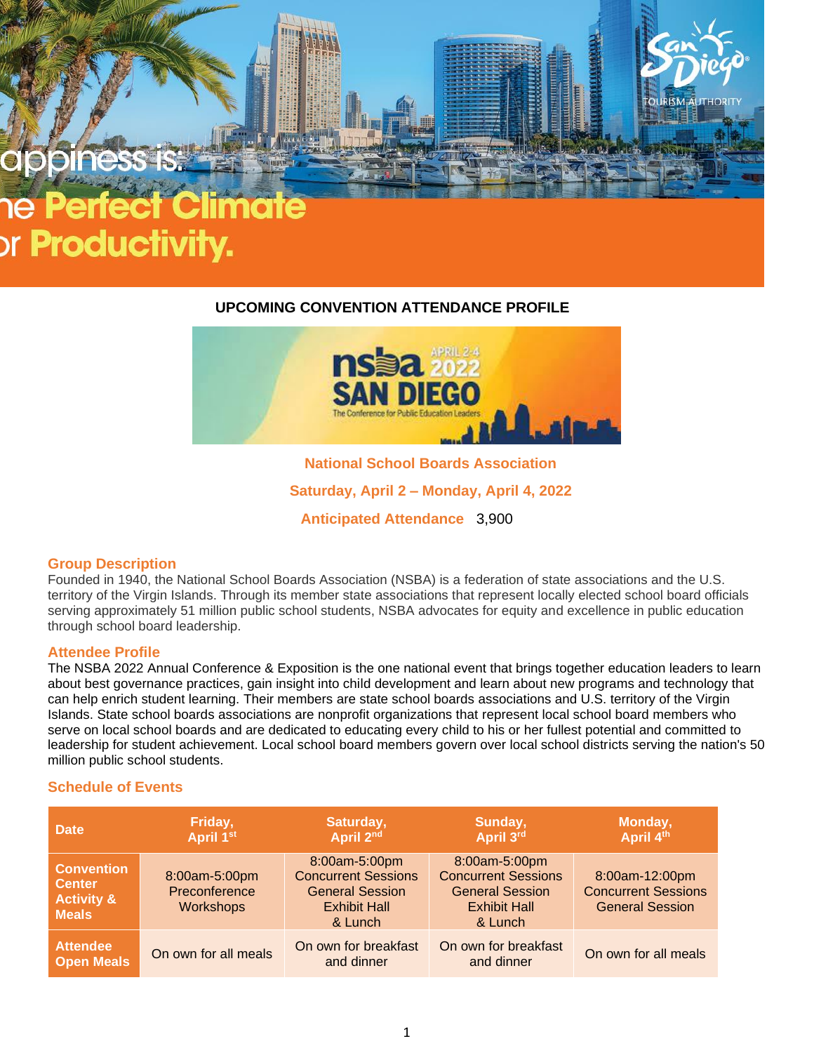appiness is:

ne **Perfect Climate**

or **Productivity.**

San Diego Tourism Authority

## UPCOMING CONVENTION ATTENDANCE PROFILE

nsba April 2-4 2022 SAN DIEGO
The Conference for Public Education Leaders

**National School Boards Association**

**Saturday, April 2 – Monday, April 4, 2022**

**Anticipated Attendance** 3,900

### Group Description

Founded in 1940, the National School Boards Association (NSBA) is a federation of state associations and the U.S. territory of the Virgin Islands. Through its member state associations that represent locally elected school board officials serving approximately 51 million public school students, NSBA advocates for equity and excellence in public education through school board leadership.

### Attendee Profile

The NSBA 2022 Annual Conference & Exposition is the one national event that brings together education leaders to learn about best governance practices, gain insight into child development and learn about new programs and technology that can help enrich student learning. Their members are state school boards associations and U.S. territory of the Virgin Islands. State school boards associations are nonprofit organizations that represent local school board members who serve on local school boards and are dedicated to educating every child to his or her fullest potential and committed to leadership for student achievement. Local school board members govern over local school districts serving the nation's 50 million public school students.

### Schedule of Events

| Date | Friday, April 1st | Saturday, April 2nd | Sunday, April 3rd | Monday, April 4th |
|---|---|---|---|---|
| Convention Center Activity & Meals | 8:00am-5:00pm Preconference Workshops | 8:00am-5:00pm Concurrent Sessions General Session Exhibit Hall & Lunch | 8:00am-5:00pm Concurrent Sessions General Session Exhibit Hall & Lunch | 8:00am-12:00pm Concurrent Sessions General Session |
| Attendee Open Meals | On own for all meals | On own for breakfast and dinner | On own for breakfast and dinner | On own for all meals |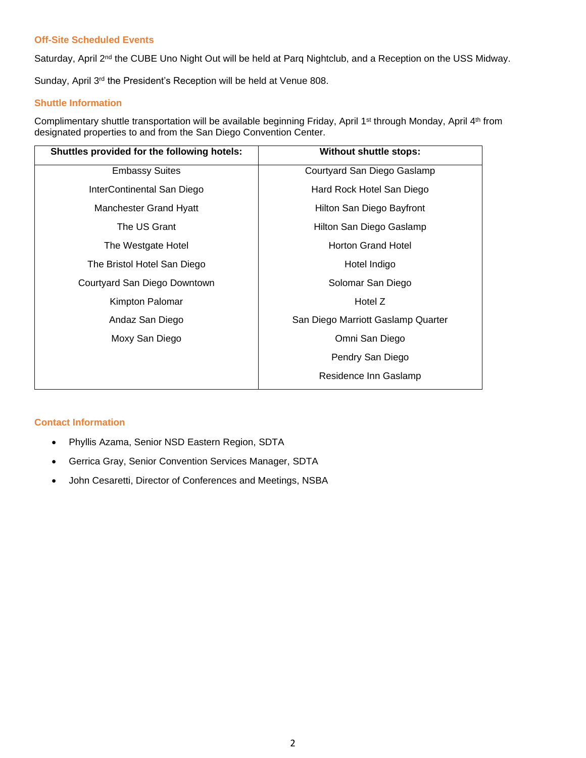### Off-Site Scheduled Events

Saturday, April 2nd the CUBE Uno Night Out will be held at Parq Nightclub, and a Reception on the USS Midway.

Sunday, April 3rd the President's Reception will be held at Venue 808.

### Shuttle Information

Complimentary shuttle transportation will be available beginning Friday, April 1st through Monday, April 4th from designated properties to and from the San Diego Convention Center.

| Shuttles provided for the following hotels: | Without shuttle stops: |
|---|---|
| Embassy Suites | Courtyard San Diego Gaslamp |
| InterContinental San Diego | Hard Rock Hotel San Diego |
| Manchester Grand Hyatt | Hilton San Diego Bayfront |
| The US Grant | Hilton San Diego Gaslamp |
| The Westgate Hotel | Horton Grand Hotel |
| The Bristol Hotel San Diego | Hotel Indigo |
| Courtyard San Diego Downtown | Solomar San Diego |
| Kimpton Palomar | Hotel Z |
| Andaz San Diego | San Diego Marriott Gaslamp Quarter |
| Moxy San Diego | Omni San Diego |
| | Pendry San Diego |
| | Residence Inn Gaslamp |

### Contact Information

- Phyllis Azama, Senior NSD Eastern Region, SDTA
- Gerrica Gray, Senior Convention Services Manager, SDTA
- John Cesaretti, Director of Conferences and Meetings, NSBA